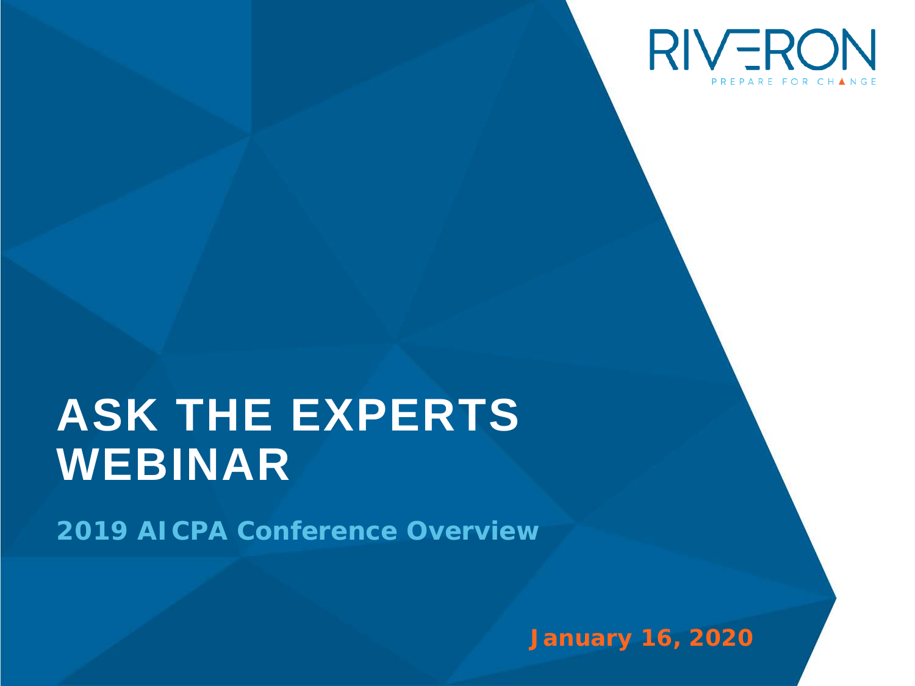RIVERON

PREPARE FOR CHANGE

# ASK THE EXPERTS WEBINAR

## 2019 AICPA Conference Overview

**January 16, 2020**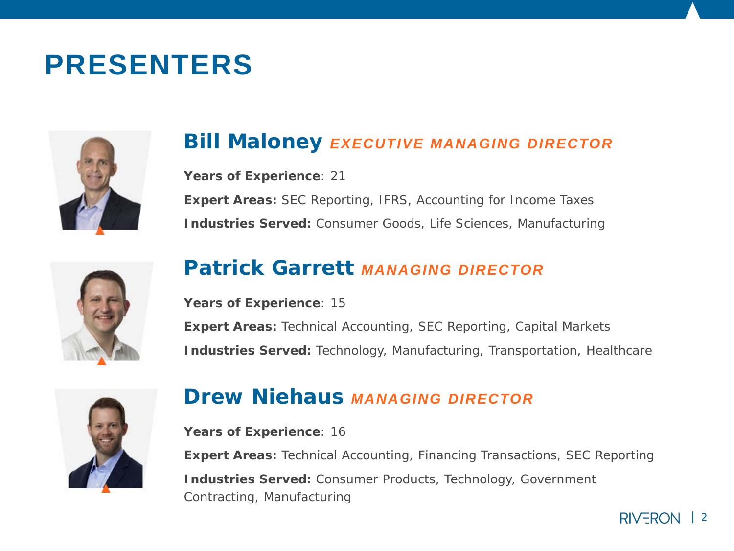# PRESENTERS

## Bill Maloney *EXECUTIVE MANAGING DIRECTOR*

**Years of Experience**: 21

**Expert Areas:** SEC Reporting, IFRS, Accounting for Income Taxes

**Industries Served:** Consumer Goods, Life Sciences, Manufacturing

## Patrick Garrett *MANAGING DIRECTOR*

**Years of Experience**: 15

**Expert Areas:** Technical Accounting, SEC Reporting, Capital Markets

**Industries Served:** Technology, Manufacturing, Transportation, Healthcare

## Drew Niehaus *MANAGING DIRECTOR*

**Years of Experience**: 16

**Expert Areas:** Technical Accounting, Financing Transactions, SEC Reporting

**Industries Served:** Consumer Products, Technology, Government Contracting, Manufacturing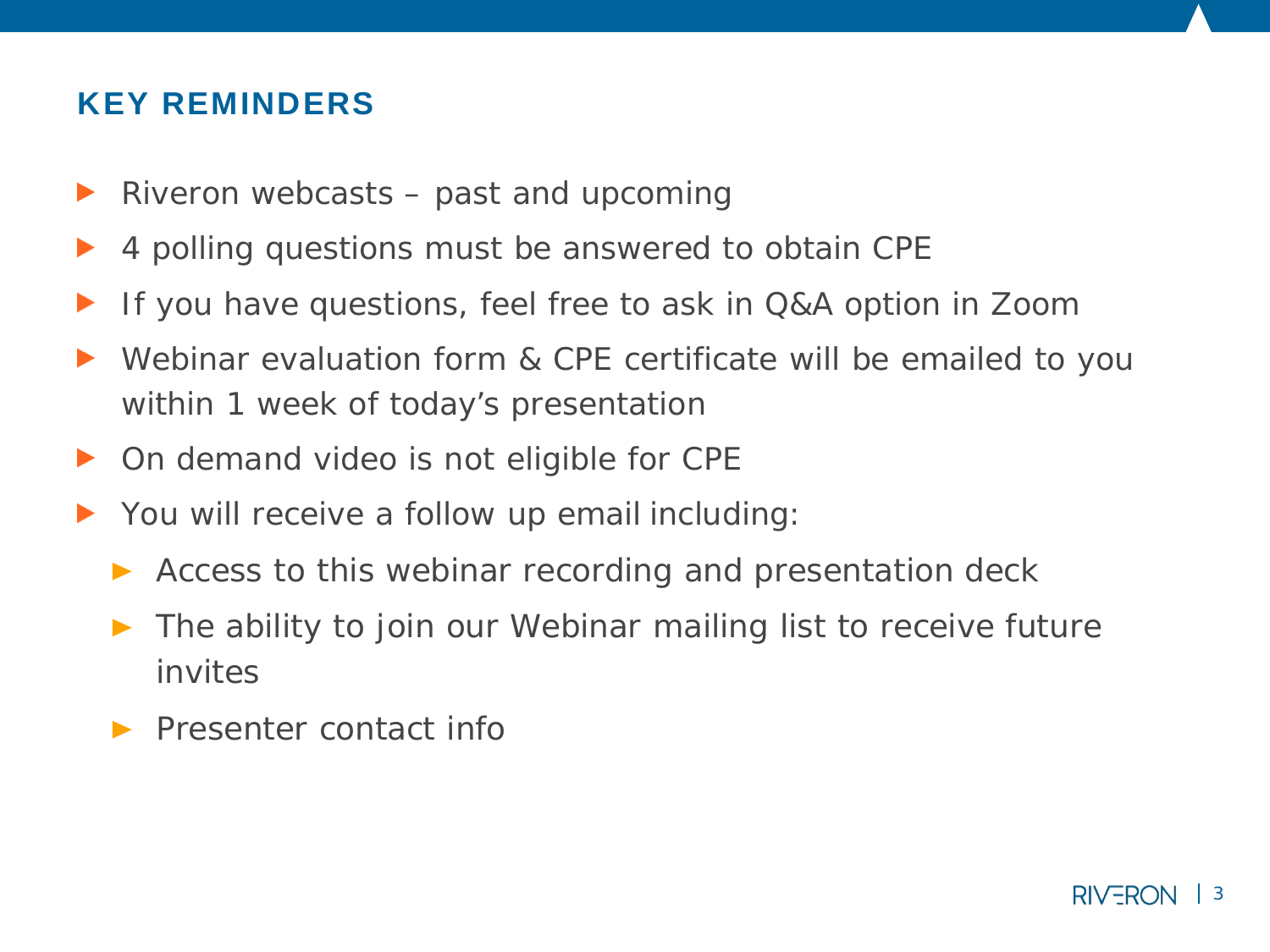## KEY REMINDERS

- Riveron webcasts – past and upcoming
- 4 polling questions must be answered to obtain CPE
- If you have questions, feel free to ask in Q&A option in Zoom
- Webinar evaluation form & CPE certificate will be emailed to you within 1 week of today's presentation
- On demand video is not eligible for CPE
- You will receive a follow up email including:
  - Access to this webinar recording and presentation deck
  - The ability to join our Webinar mailing list to receive future invites
  - Presenter contact info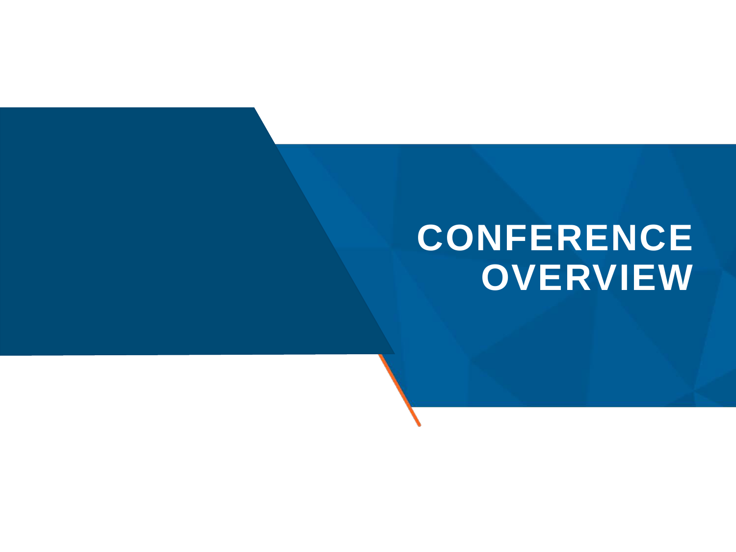# CONFERENCE OVERVIEW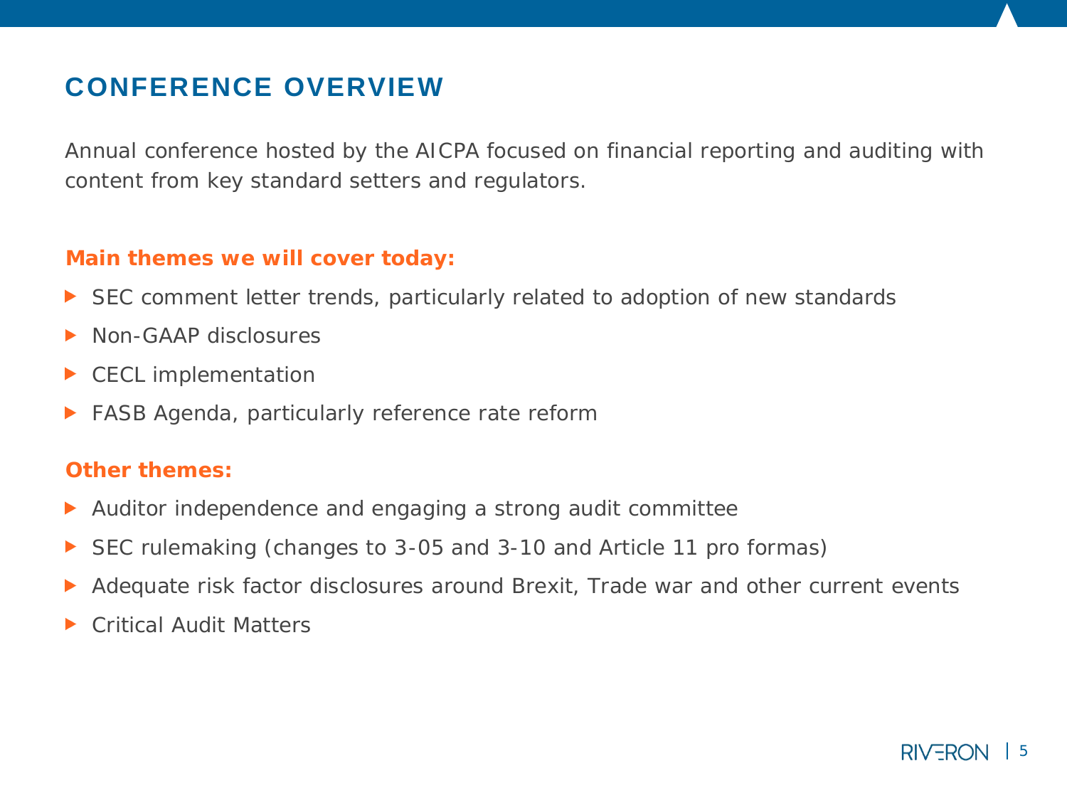# CONFERENCE OVERVIEW

Annual conference hosted by the AICPA focused on financial reporting and auditing with content from key standard setters and regulators.

**Main themes we will cover today:**

- SEC comment letter trends, particularly related to adoption of new standards
- Non-GAAP disclosures
- CECL implementation
- FASB Agenda, particularly reference rate reform

**Other themes:**

- Auditor independence and engaging a strong audit committee
- SEC rulemaking (changes to 3-05 and 3-10 and Article 11 pro formas)
- Adequate risk factor disclosures around Brexit, Trade war and other current events
- Critical Audit Matters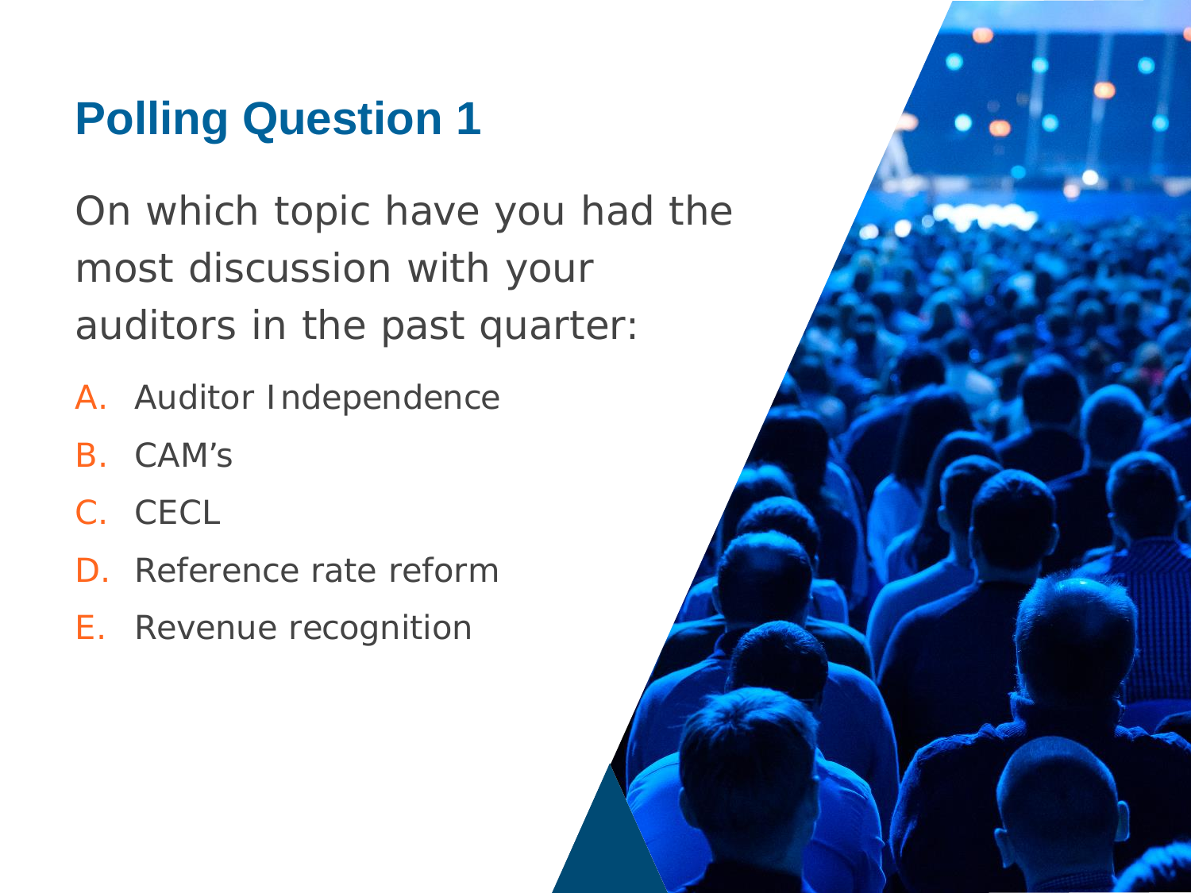# Polling Question 1

On which topic have you had the most discussion with your auditors in the past quarter:

A. Auditor Independence

B. CAM's

C. CECL

D. Reference rate reform

E. Revenue recognition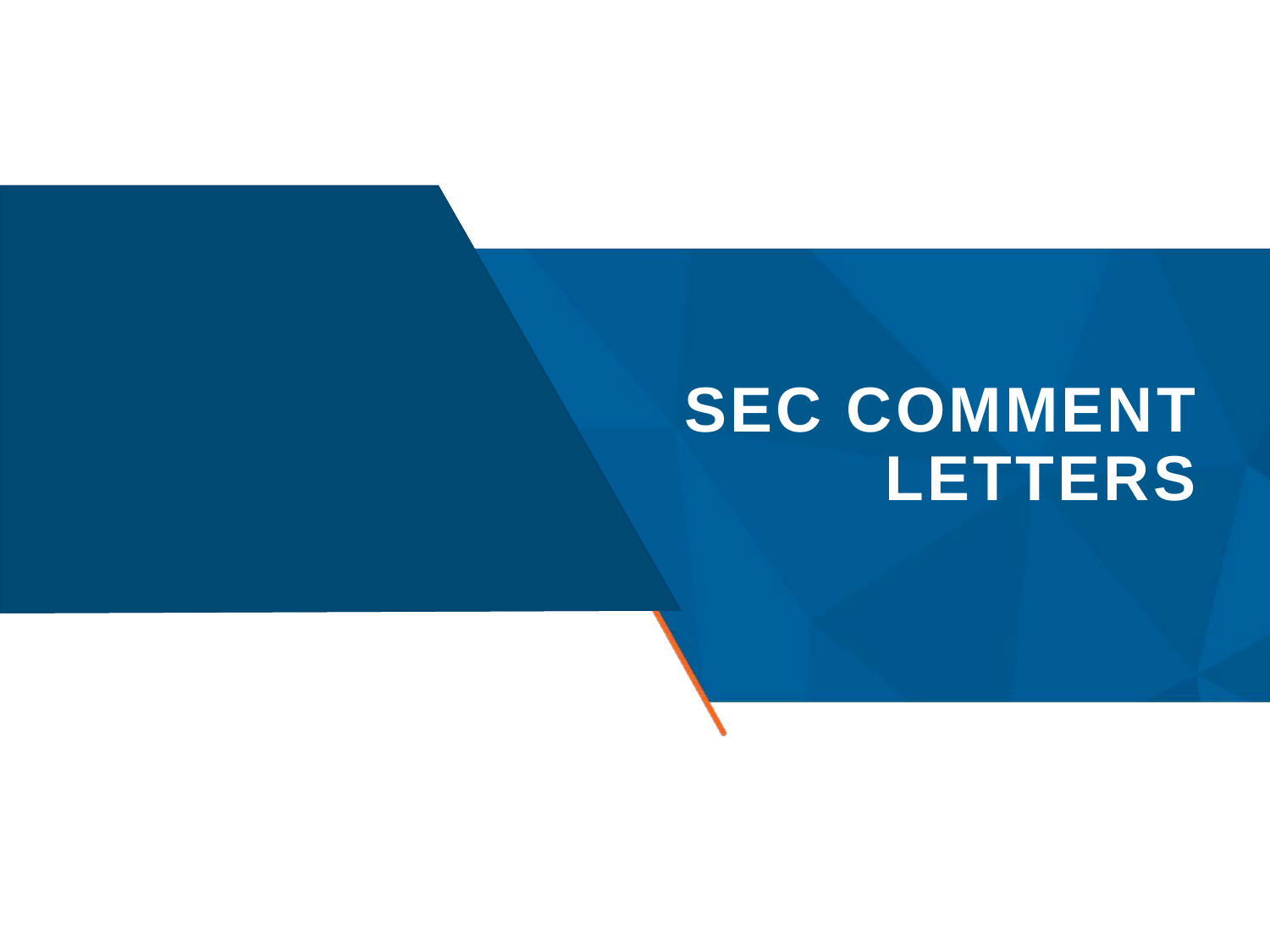# SEC COMMENT LETTERS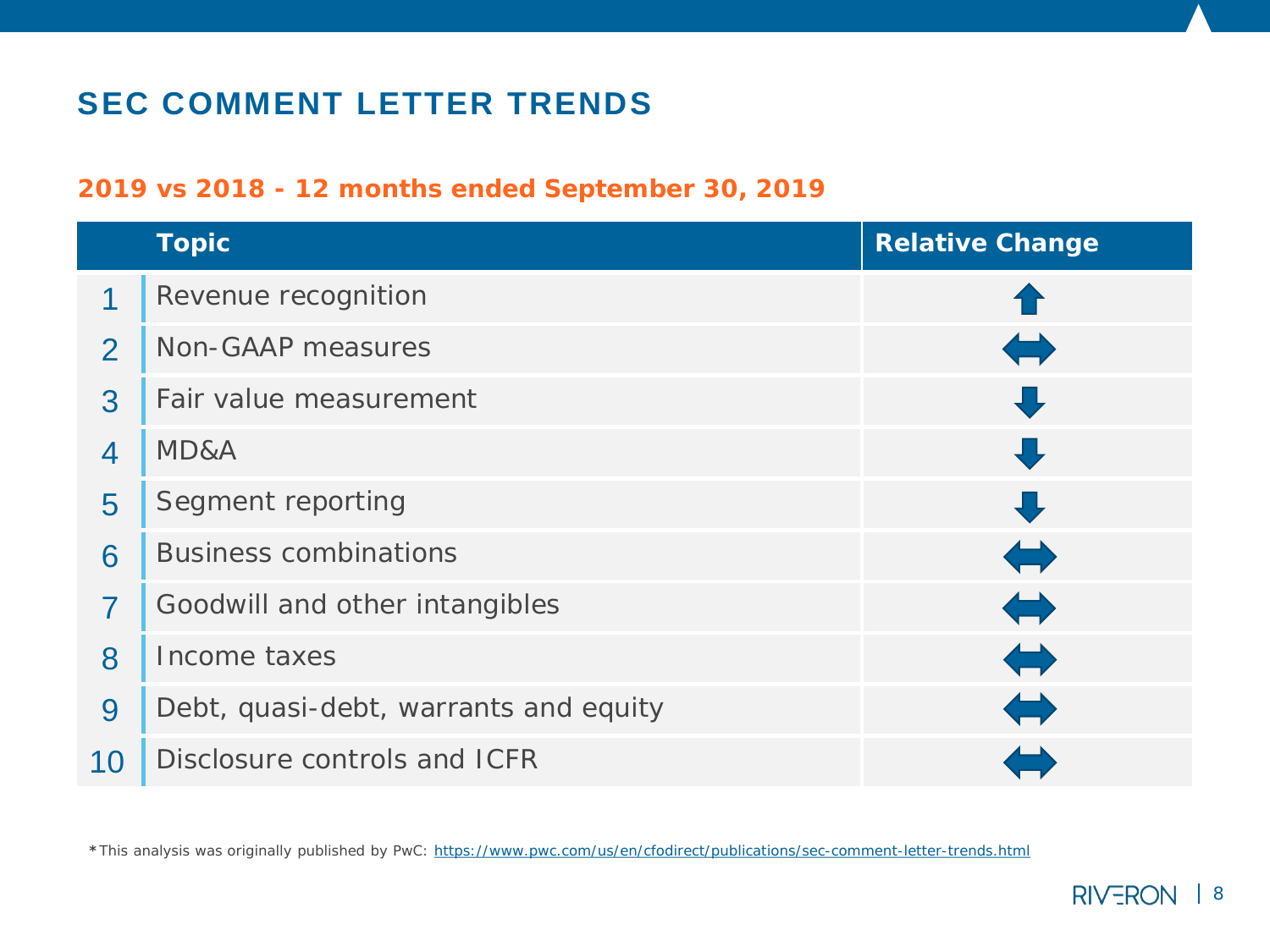# SEC COMMENT LETTER TRENDS

## 2019 vs 2018 - 12 months ended September 30, 2019

| | Topic | Relative Change |
|---|---|---|
| 1 | Revenue recognition | ⬆ |
| 2 | Non-GAAP measures | ⬌ |
| 3 | Fair value measurement | ⬇ |
| 4 | MD&A | ⬇ |
| 5 | Segment reporting | ⬇ |
| 6 | Business combinations | ⬌ |
| 7 | Goodwill and other intangibles | ⬌ |
| 8 | Income taxes | ⬌ |
| 9 | Debt, quasi-debt, warrants and equity | ⬌ |
| 10 | Disclosure controls and ICFR | ⬌ |

*This analysis was originally published by PwC: https://www.pwc.com/us/en/cfodirect/publications/sec-comment-letter-trends.html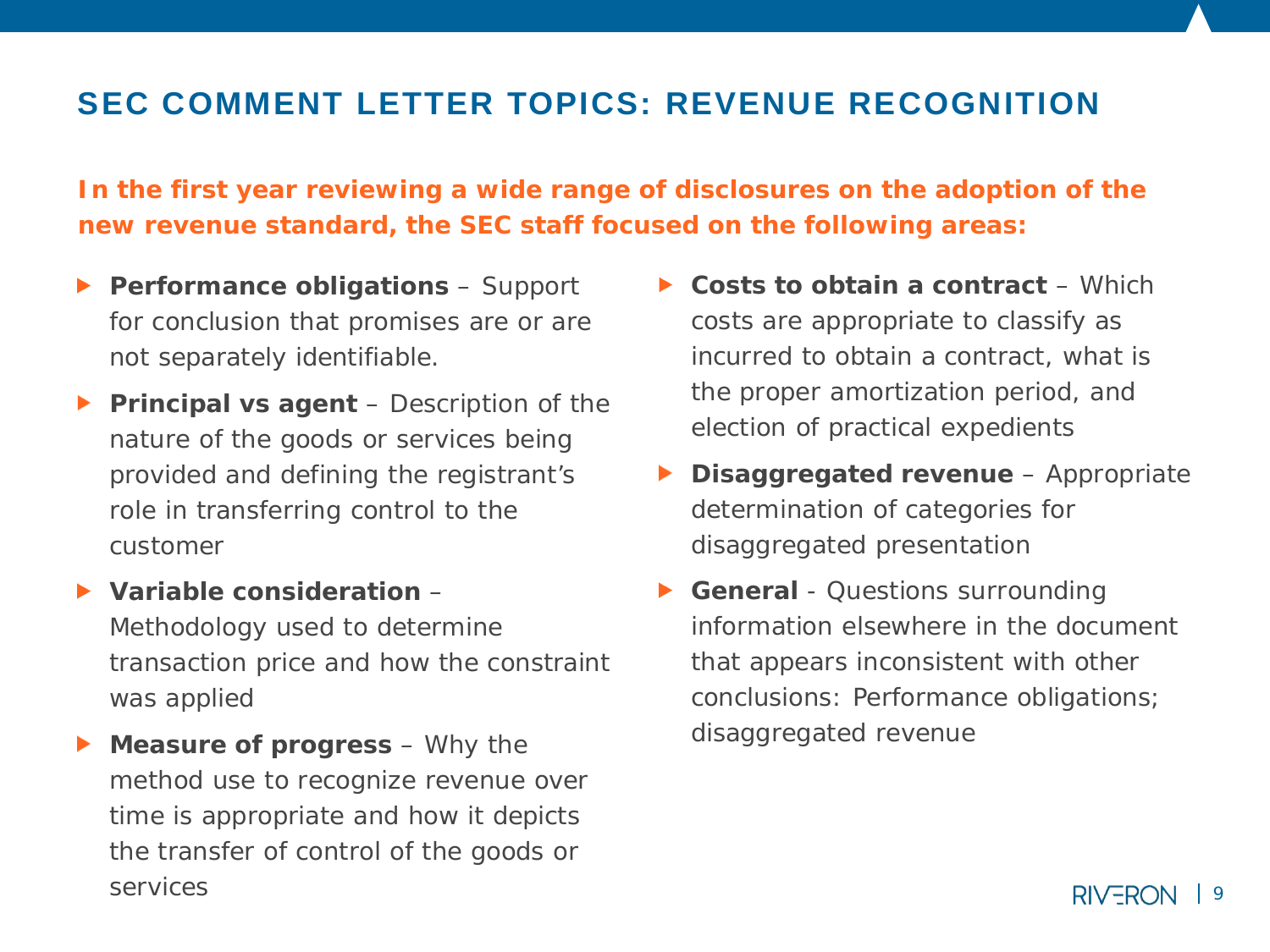# SEC COMMENT LETTER TOPICS: REVENUE RECOGNITION

**In the first year reviewing a wide range of disclosures on the adoption of the new revenue standard, the SEC staff focused on the following areas:**

- **Performance obligations** – Support for conclusion that promises are or are not separately identifiable.
- **Principal vs agent** – Description of the nature of the goods or services being provided and defining the registrant's role in transferring control to the customer
- **Variable consideration** – Methodology used to determine transaction price and how the constraint was applied
- **Measure of progress** – Why the method use to recognize revenue over time is appropriate and how it depicts the transfer of control of the goods or services
- **Costs to obtain a contract** – Which costs are appropriate to classify as incurred to obtain a contract, what is the proper amortization period, and election of practical expedients
- **Disaggregated revenue** – Appropriate determination of categories for disaggregated presentation
- **General** - Questions surrounding information elsewhere in the document that appears inconsistent with other conclusions: Performance obligations; disaggregated revenue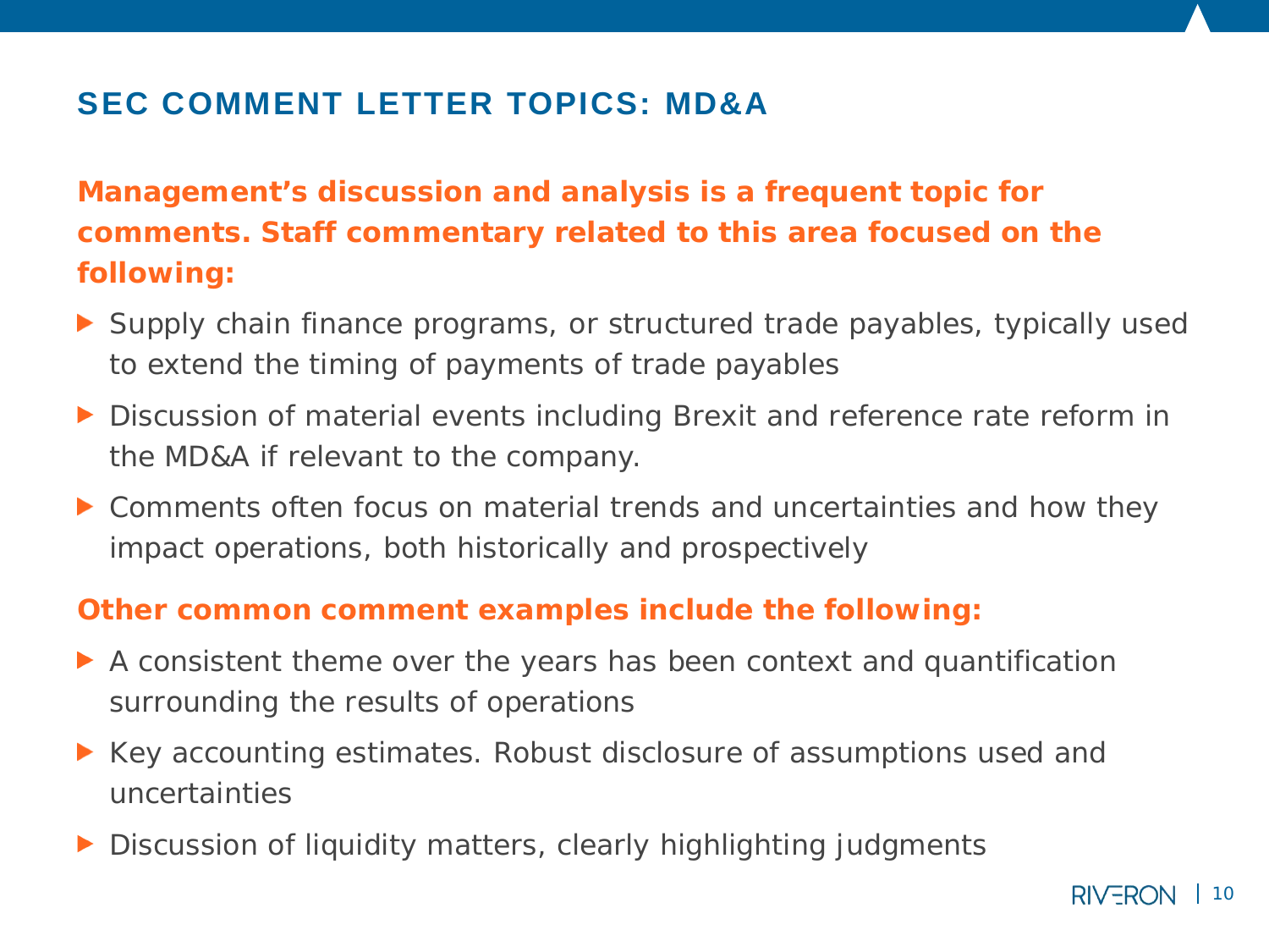## SEC COMMENT LETTER TOPICS: MD&A

**Management's discussion and analysis is a frequent topic for comments. Staff commentary related to this area focused on the following:**

- Supply chain finance programs, or structured trade payables, typically used to extend the timing of payments of trade payables
- Discussion of material events including Brexit and reference rate reform in the MD&A if relevant to the company.
- Comments often focus on material trends and uncertainties and how they impact operations, both historically and prospectively

**Other common comment examples include the following:**

- A consistent theme over the years has been context and quantification surrounding the results of operations
- Key accounting estimates. Robust disclosure of assumptions used and uncertainties
- Discussion of liquidity matters, clearly highlighting judgments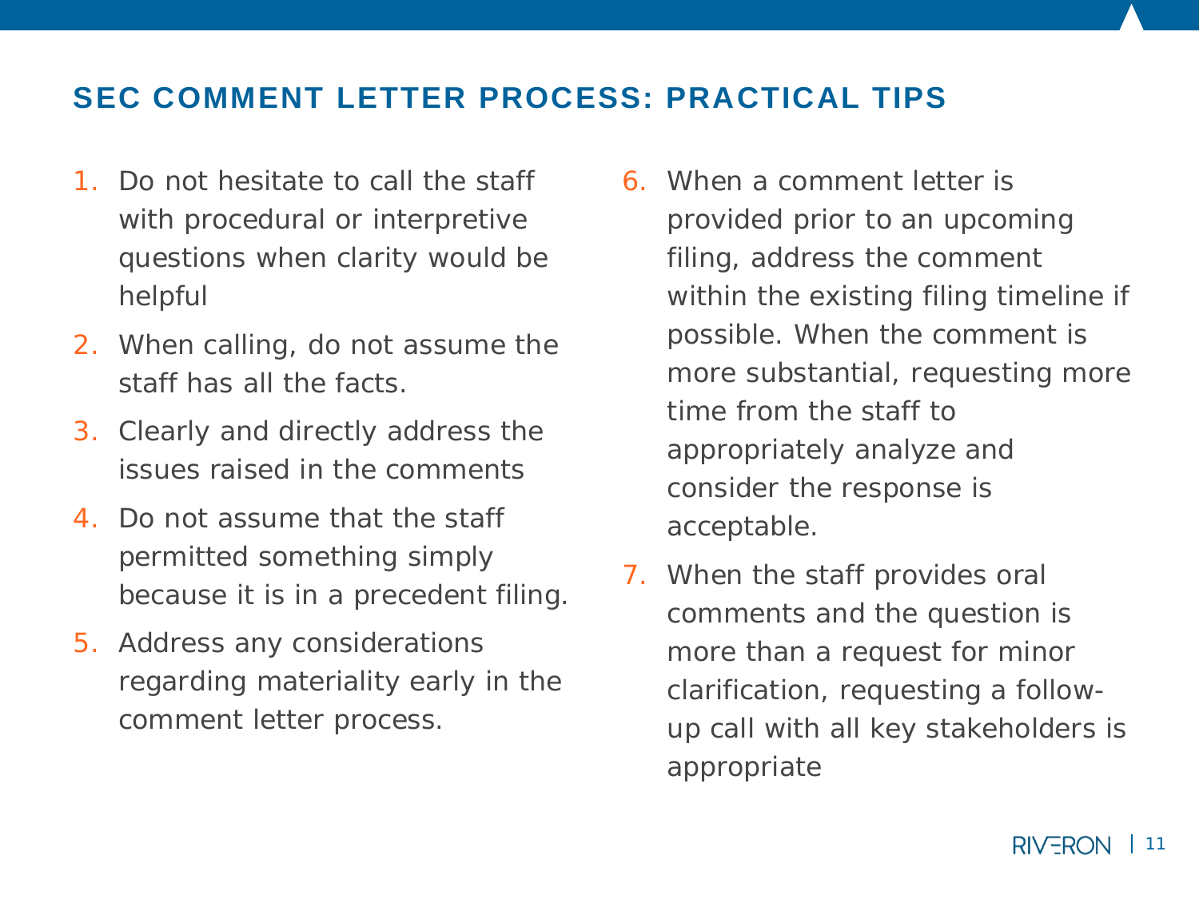## SEC COMMENT LETTER PROCESS: PRACTICAL TIPS

1. Do not hesitate to call the staff with procedural or interpretive questions when clarity would be helpful
2. When calling, do not assume the staff has all the facts.
3. Clearly and directly address the issues raised in the comments
4. Do not assume that the staff permitted something simply because it is in a precedent filing.
5. Address any considerations regarding materiality early in the comment letter process.
6. When a comment letter is provided prior to an upcoming filing, address the comment within the existing filing timeline if possible. When the comment is more substantial, requesting more time from the staff to appropriately analyze and consider the response is acceptable.
7. When the staff provides oral comments and the question is more than a request for minor clarification, requesting a follow-up call with all key stakeholders is appropriate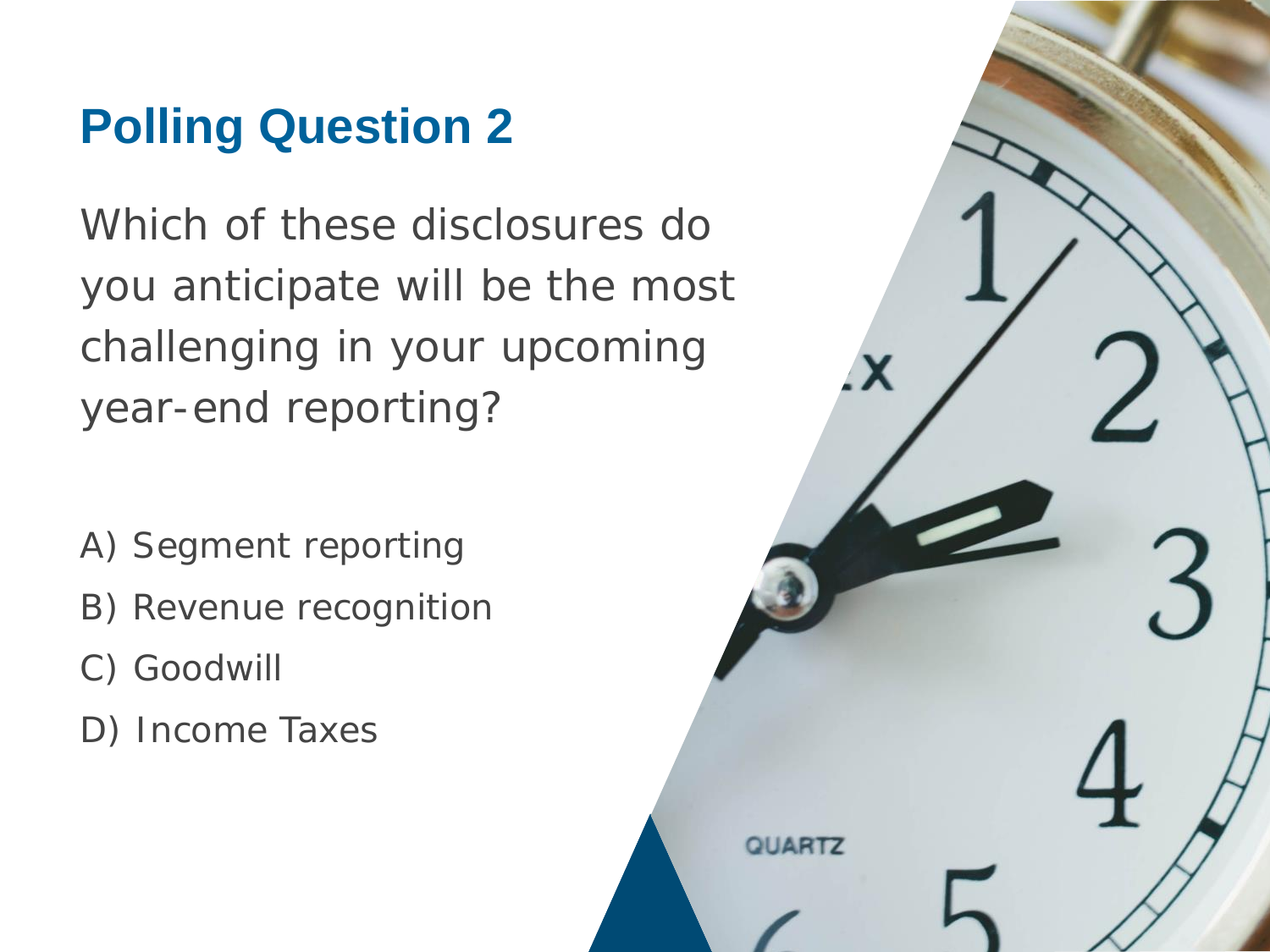## Polling Question 2

Which of these disclosures do you anticipate will be the most challenging in your upcoming year-end reporting?

A) Segment reporting

B) Revenue recognition

C) Goodwill

D) Income Taxes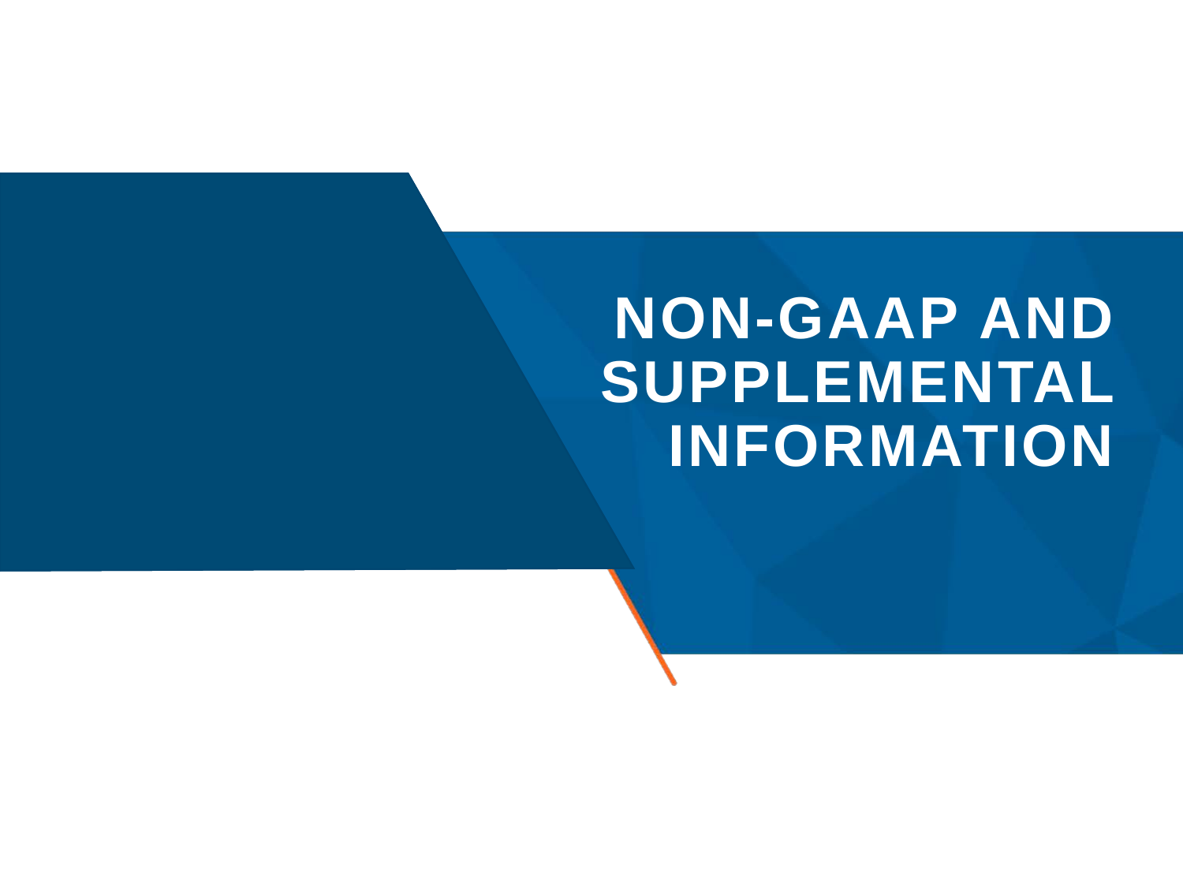# NON-GAAP AND SUPPLEMENTAL INFORMATION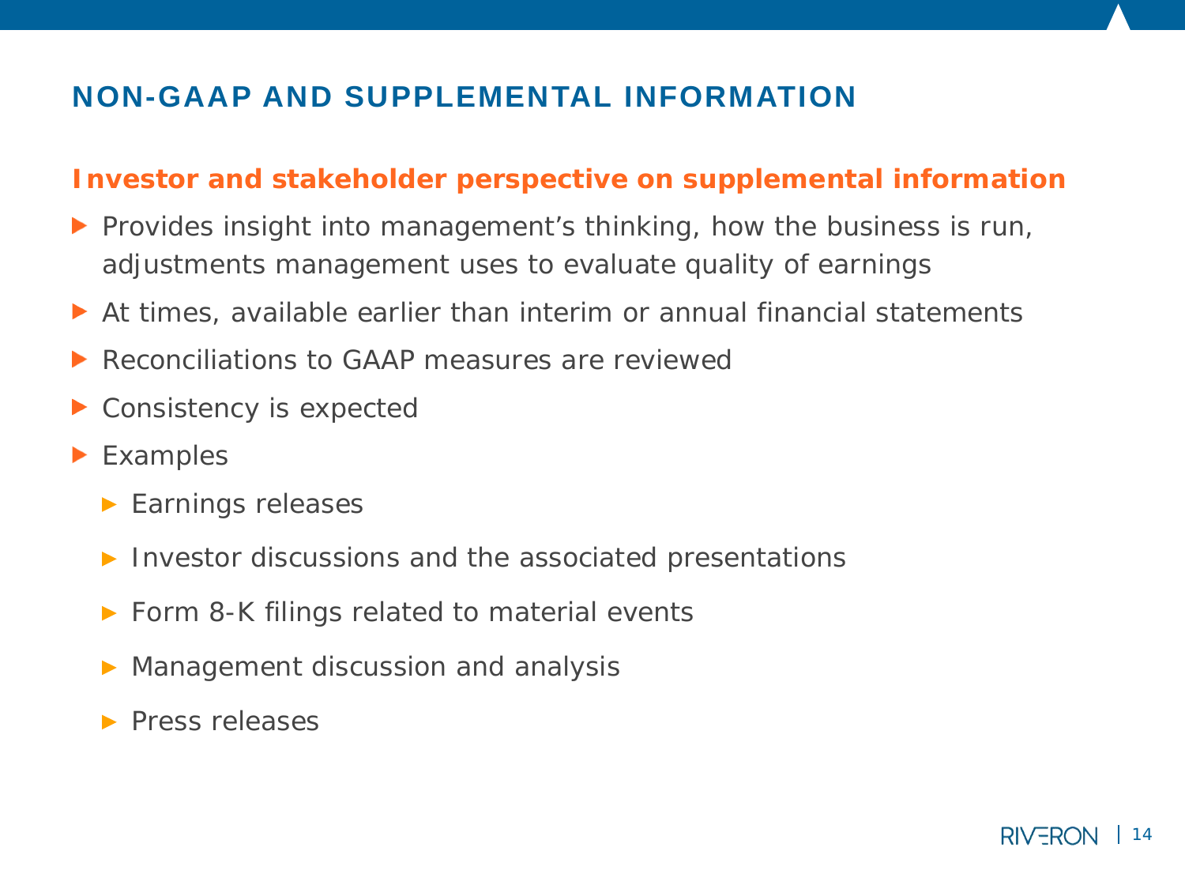# NON-GAAP AND SUPPLEMENTAL INFORMATION

## Investor and stakeholder perspective on supplemental information

- Provides insight into management's thinking, how the business is run, adjustments management uses to evaluate quality of earnings
- At times, available earlier than interim or annual financial statements
- Reconciliations to GAAP measures are reviewed
- Consistency is expected
- Examples
  - Earnings releases
  - Investor discussions and the associated presentations
  - Form 8-K filings related to material events
  - Management discussion and analysis
  - Press releases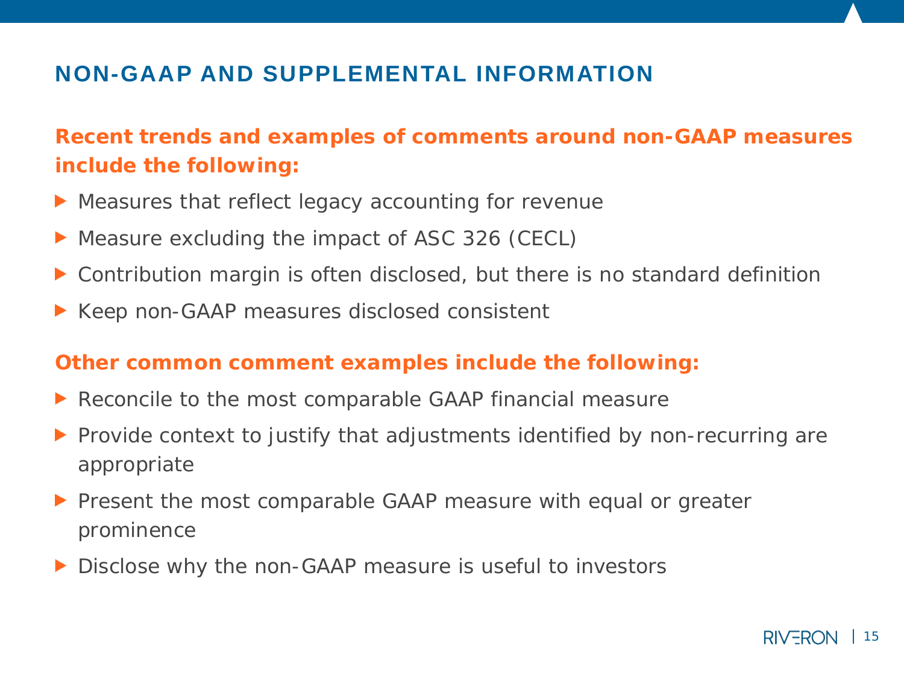## NON-GAAP AND SUPPLEMENTAL INFORMATION

**Recent trends and examples of comments around non-GAAP measures include the following:**

- Measures that reflect legacy accounting for revenue
- Measure excluding the impact of ASC 326 (CECL)
- Contribution margin is often disclosed, but there is no standard definition
- Keep non-GAAP measures disclosed consistent

**Other common comment examples include the following:**

- Reconcile to the most comparable GAAP financial measure
- Provide context to justify that adjustments identified by non-recurring are appropriate
- Present the most comparable GAAP measure with equal or greater prominence
- Disclose why the non-GAAP measure is useful to investors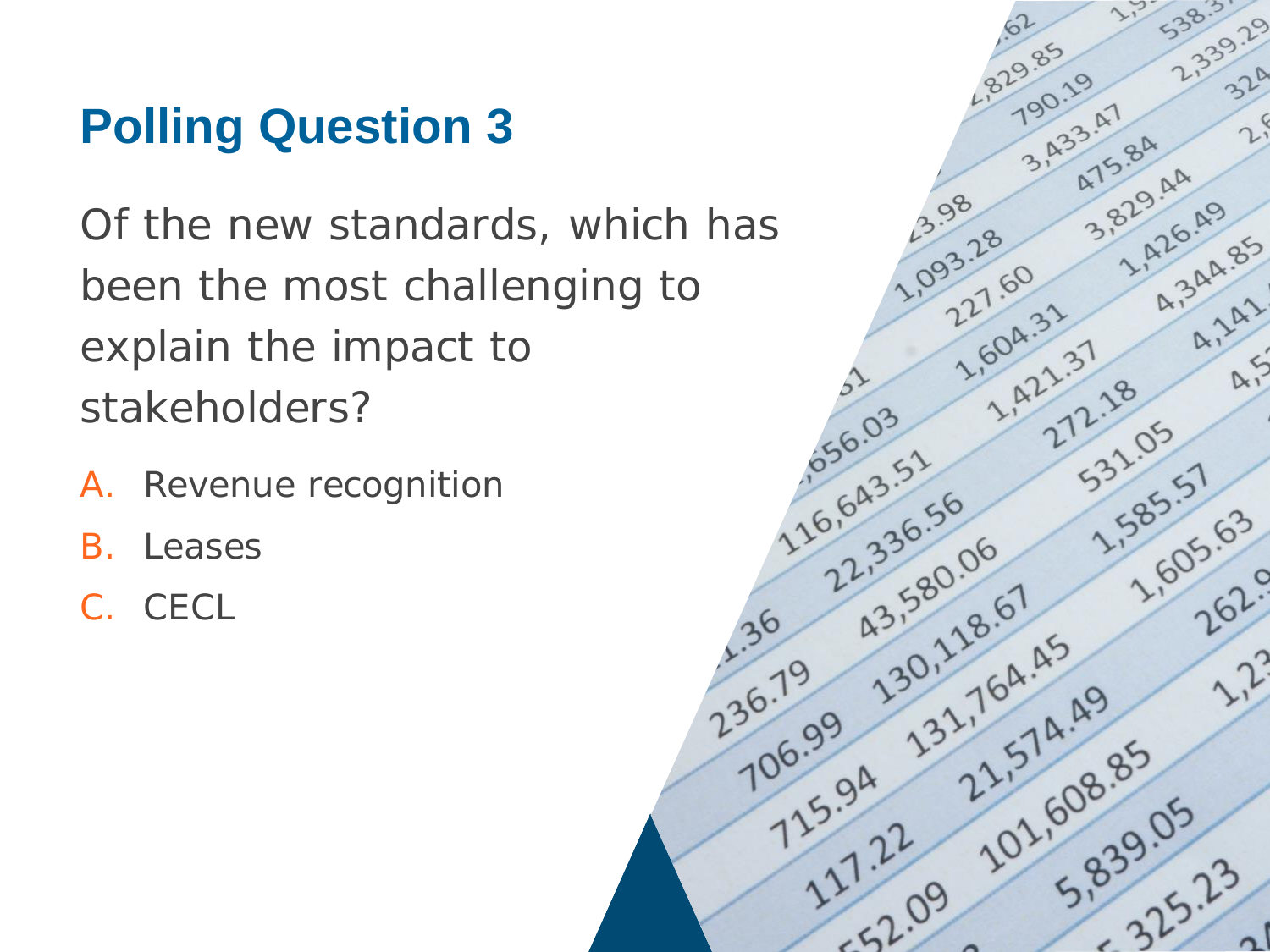# Polling Question 3

Of the new standards, which has been the most challenging to explain the impact to stakeholders?

A. Revenue recognition

B. Leases

C. CECL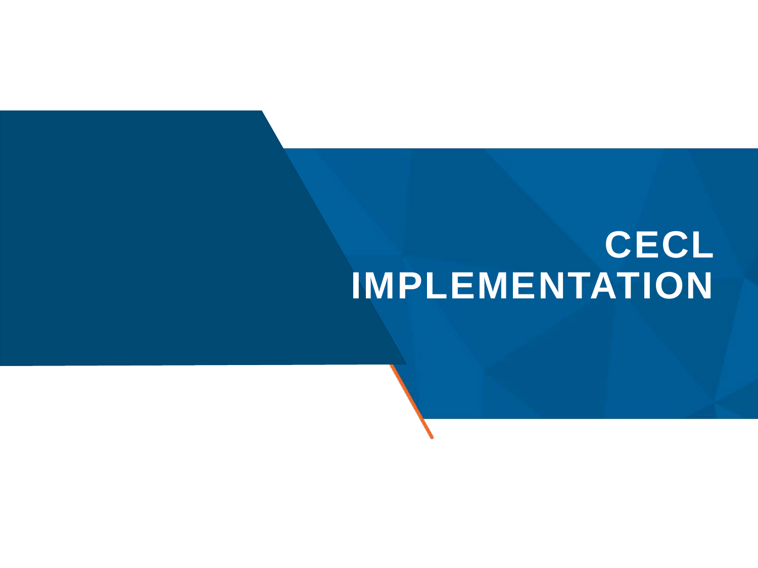# CECL IMPLEMENTATION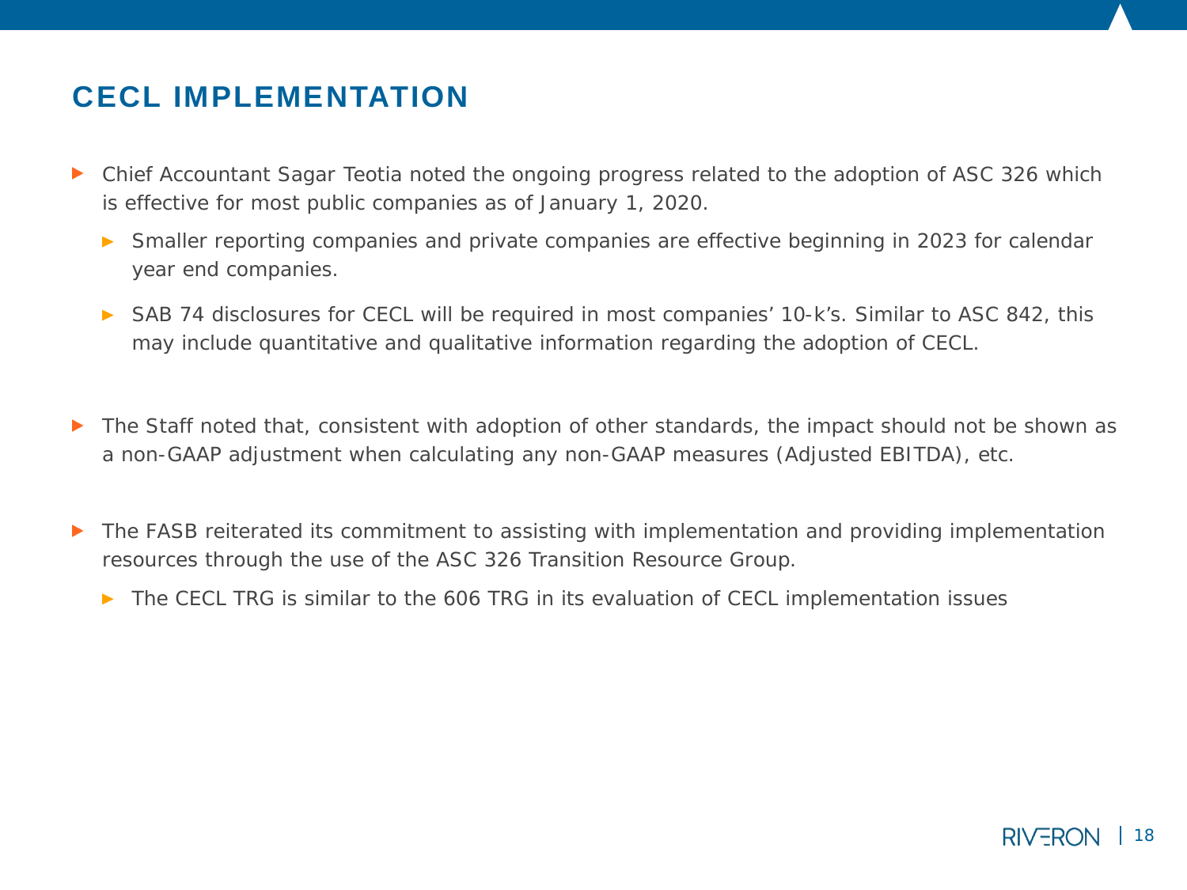# CECL IMPLEMENTATION

- Chief Accountant Sagar Teotia noted the ongoing progress related to the adoption of ASC 326 which is effective for most public companies as of January 1, 2020.
  - Smaller reporting companies and private companies are effective beginning in 2023 for calendar year end companies.
  - SAB 74 disclosures for CECL will be required in most companies' 10-k's. Similar to ASC 842, this may include quantitative and qualitative information regarding the adoption of CECL.
- The Staff noted that, consistent with adoption of other standards, the impact should not be shown as a non-GAAP adjustment when calculating any non-GAAP measures (Adjusted EBITDA), etc.
- The FASB reiterated its commitment to assisting with implementation and providing implementation resources through the use of the ASC 326 Transition Resource Group.
  - The CECL TRG is similar to the 606 TRG in its evaluation of CECL implementation issues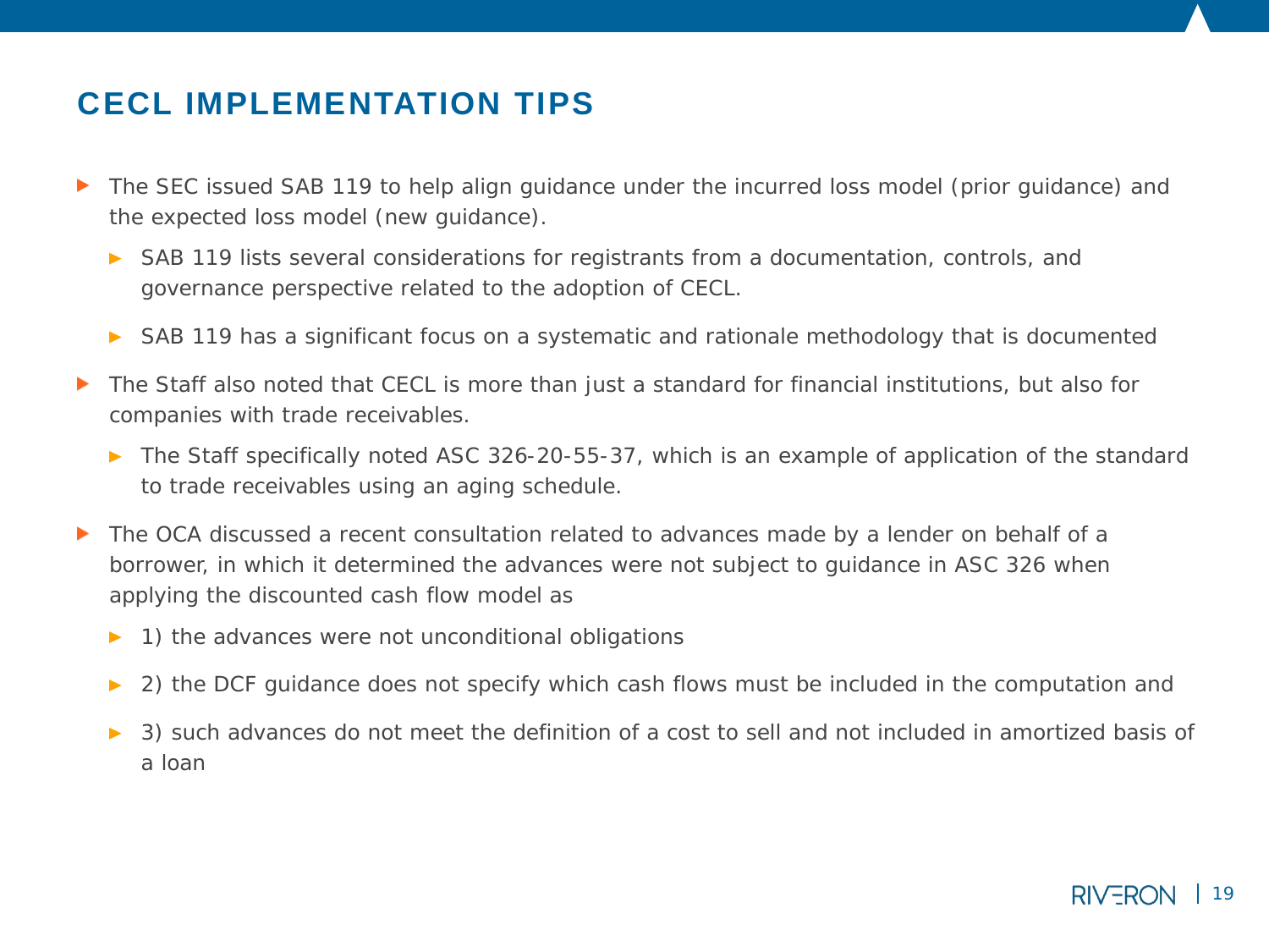# CECL IMPLEMENTATION TIPS

- The SEC issued SAB 119 to help align guidance under the incurred loss model (prior guidance) and the expected loss model (new guidance).
  - SAB 119 lists several considerations for registrants from a documentation, controls, and governance perspective related to the adoption of CECL.
  - SAB 119 has a significant focus on a systematic and rationale methodology that is documented
- The Staff also noted that CECL is more than just a standard for financial institutions, but also for companies with trade receivables.
  - The Staff specifically noted ASC 326-20-55-37, which is an example of application of the standard to trade receivables using an aging schedule.
- The OCA discussed a recent consultation related to advances made by a lender on behalf of a borrower, in which it determined the advances were not subject to guidance in ASC 326 when applying the discounted cash flow model as
  - 1) the advances were not unconditional obligations
  - 2) the DCF guidance does not specify which cash flows must be included in the computation and
  - 3) such advances do not meet the definition of a cost to sell and not included in amortized basis of a loan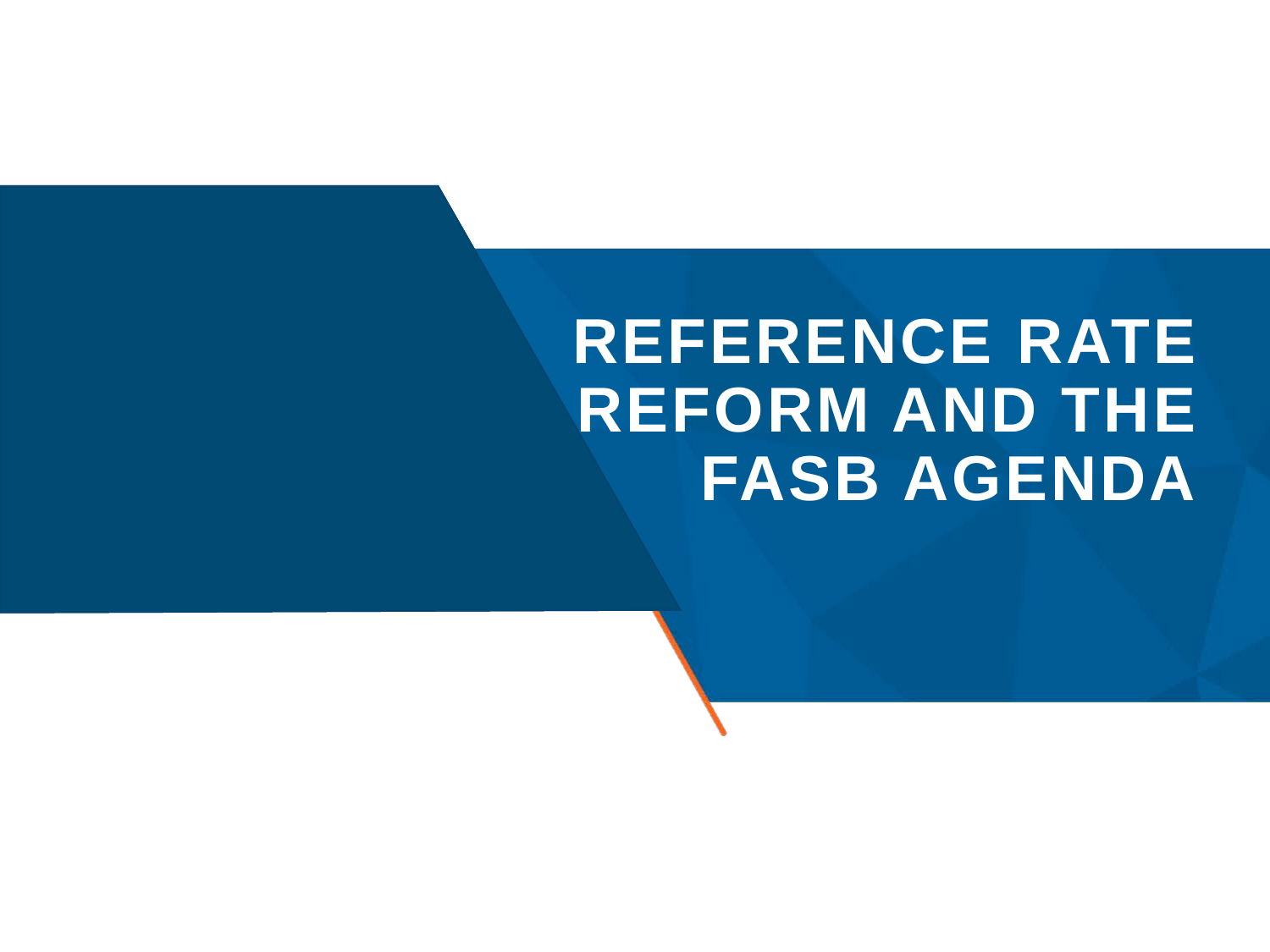# REFERENCE RATE REFORM AND THE FASB AGENDA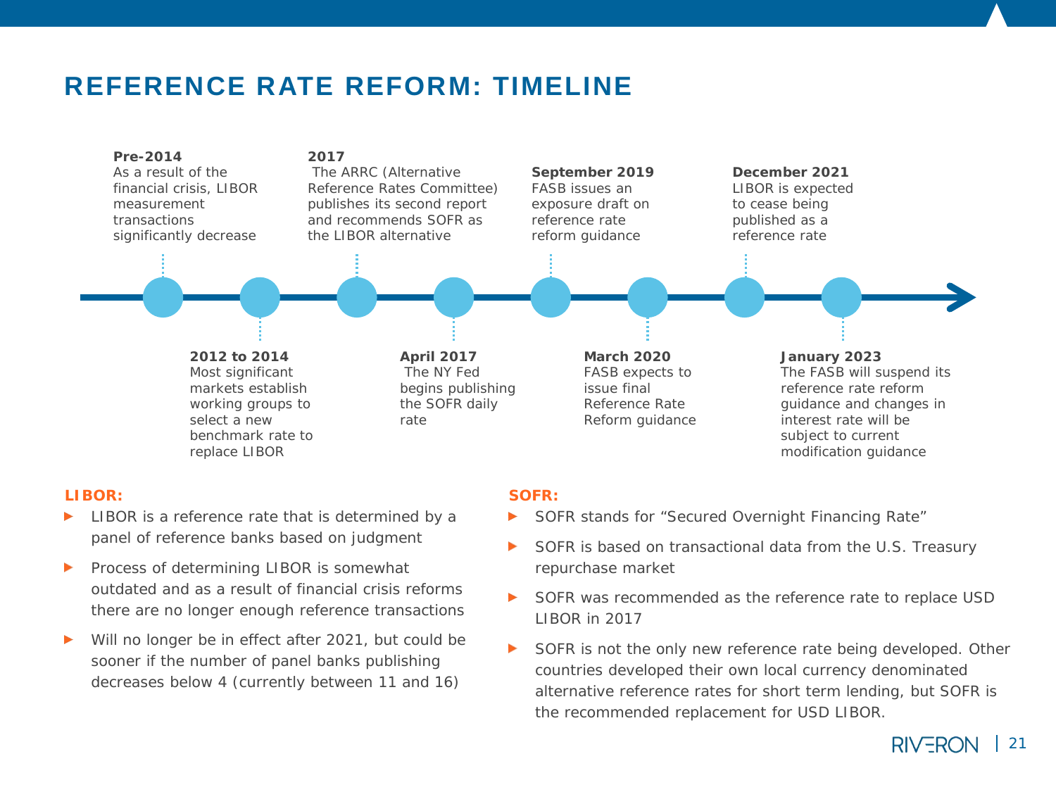# REFERENCE RATE REFORM: TIMELINE

**Pre-2014**
As a result of the financial crisis, LIBOR measurement transactions significantly decrease

**2012 to 2014**
Most significant markets establish working groups to select a new benchmark rate to replace LIBOR

**2017**
The ARRC (Alternative Reference Rates Committee) publishes its second report and recommends SOFR as the LIBOR alternative

**April 2017**
The NY Fed begins publishing the SOFR daily rate

**September 2019**
FASB issues an exposure draft on reference rate reform guidance

**March 2020**
FASB expects to issue final Reference Rate Reform guidance

**December 2021**
LIBOR is expected to cease being published as a reference rate

**January 2023**
The FASB will suspend its reference rate reform guidance and changes in interest rate will be subject to current modification guidance

**LIBOR:**

- LIBOR is a reference rate that is determined by a panel of reference banks based on judgment
- Process of determining LIBOR is somewhat outdated and as a result of financial crisis reforms there are no longer enough reference transactions
- Will no longer be in effect after 2021, but could be sooner if the number of panel banks publishing decreases below 4 (currently between 11 and 16)

**SOFR:**

- SOFR stands for "Secured Overnight Financing Rate"
- SOFR is based on transactional data from the U.S. Treasury repurchase market
- SOFR was recommended as the reference rate to replace USD LIBOR in 2017
- SOFR is not the only new reference rate being developed. Other countries developed their own local currency denominated alternative reference rates for short term lending, but SOFR is the recommended replacement for USD LIBOR.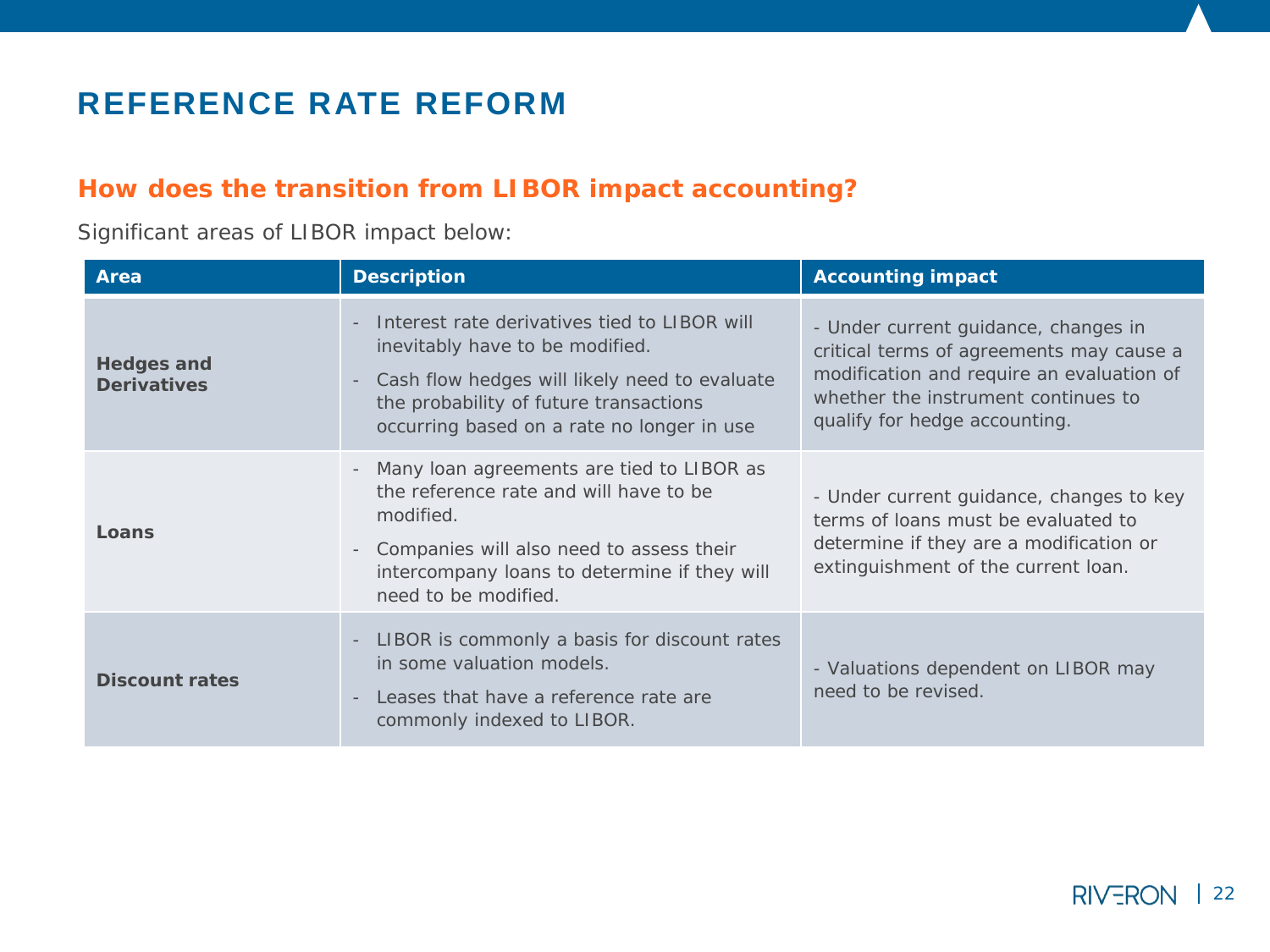# REFERENCE RATE REFORM

## How does the transition from LIBOR impact accounting?

Significant areas of LIBOR impact below:

| Area | Description | Accounting impact |
|---|---|---|
| **Hedges and Derivatives** | - Interest rate derivatives tied to LIBOR will inevitably have to be modified.<br>- Cash flow hedges will likely need to evaluate the probability of future transactions occurring based on a rate no longer in use | - Under current guidance, changes in critical terms of agreements may cause a modification and require an evaluation of whether the instrument continues to qualify for hedge accounting. |
| **Loans** | - Many loan agreements are tied to LIBOR as the reference rate and will have to be modified.<br>- Companies will also need to assess their intercompany loans to determine if they will need to be modified. | - Under current guidance, changes to key terms of loans must be evaluated to determine if they are a modification or extinguishment of the current loan. |
| **Discount rates** | - LIBOR is commonly a basis for discount rates in some valuation models.<br>- Leases that have a reference rate are commonly indexed to LIBOR. | - Valuations dependent on LIBOR may need to be revised. |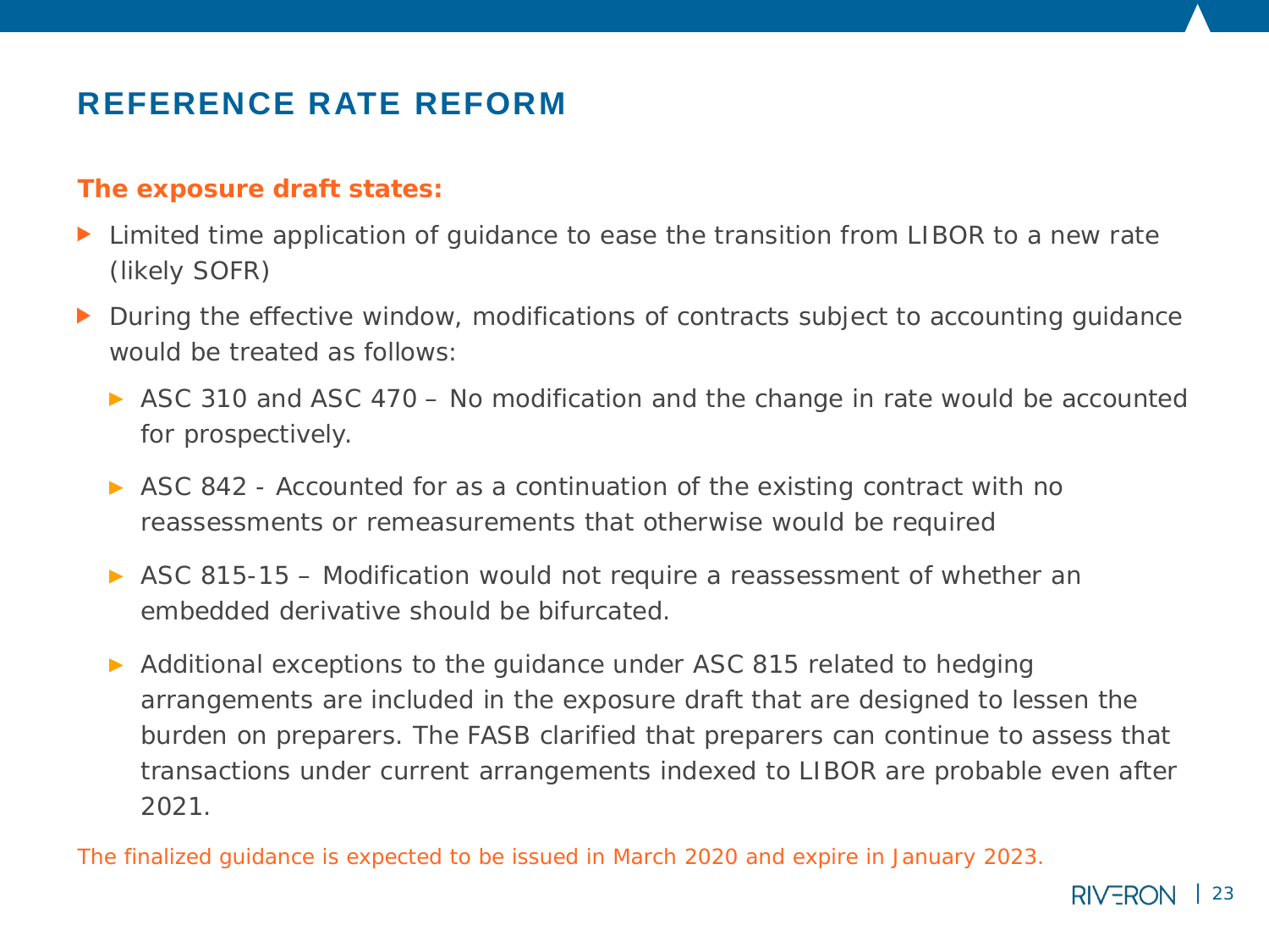# REFERENCE RATE REFORM

**The exposure draft states:**

- Limited time application of guidance to ease the transition from LIBOR to a new rate (likely SOFR)
- During the effective window, modifications of contracts subject to accounting guidance would be treated as follows:
  - ASC 310 and ASC 470 – No modification and the change in rate would be accounted for prospectively.
  - ASC 842 - Accounted for as a continuation of the existing contract with no reassessments or remeasurements that otherwise would be required
  - ASC 815-15 – Modification would not require a reassessment of whether an embedded derivative should be bifurcated.
  - Additional exceptions to the guidance under ASC 815 related to hedging arrangements are included in the exposure draft that are designed to lessen the burden on preparers. The FASB clarified that preparers can continue to assess that transactions under current arrangements indexed to LIBOR are probable even after 2021.

The finalized guidance is expected to be issued in March 2020 and expire in January 2023.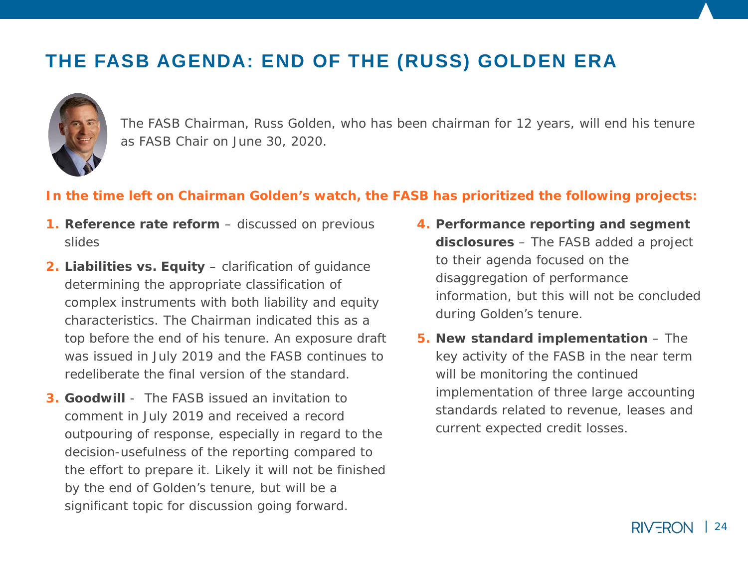# THE FASB AGENDA: END OF THE (RUSS) GOLDEN ERA

The FASB Chairman, Russ Golden, who has been chairman for 12 years, will end his tenure as FASB Chair on June 30, 2020.

**In the time left on Chairman Golden's watch, the FASB has prioritized the following projects:**

1. **Reference rate reform** – discussed on previous slides
2. **Liabilities vs. Equity** – clarification of guidance determining the appropriate classification of complex instruments with both liability and equity characteristics. The Chairman indicated this as a top before the end of his tenure. An exposure draft was issued in July 2019 and the FASB continues to redeliberate the final version of the standard.
3. **Goodwill** - The FASB issued an invitation to comment in July 2019 and received a record outpouring of response, especially in regard to the decision-usefulness of the reporting compared to the effort to prepare it. Likely it will not be finished by the end of Golden's tenure, but will be a significant topic for discussion going forward.
4. **Performance reporting and segment disclosures** – The FASB added a project to their agenda focused on the disaggregation of performance information, but this will not be concluded during Golden's tenure.
5. **New standard implementation** – The key activity of the FASB in the near term will be monitoring the continued implementation of three large accounting standards related to revenue, leases and current expected credit losses.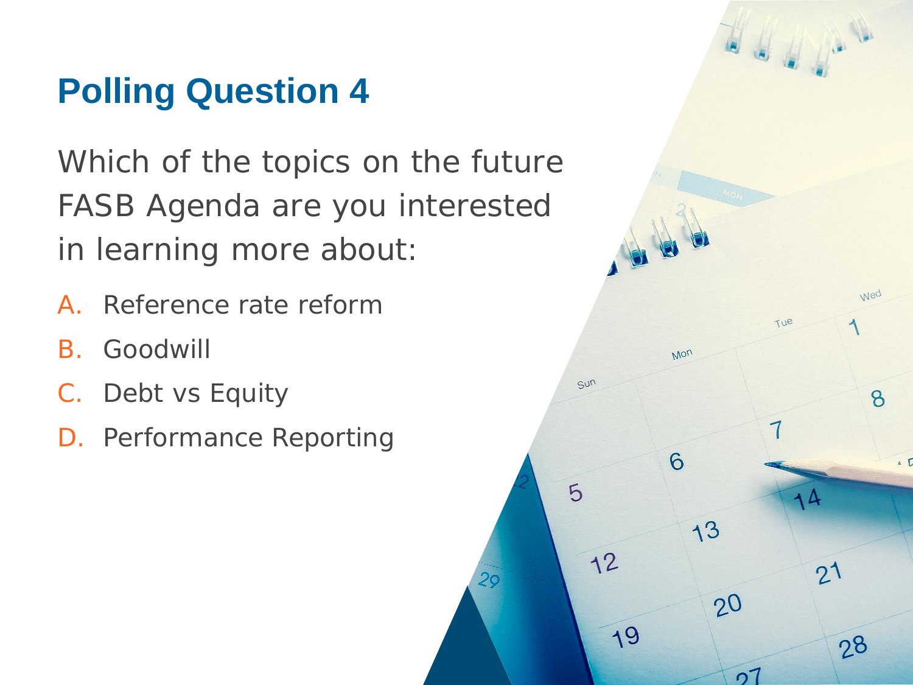# Polling Question 4

Which of the topics on the future FASB Agenda are you interested in learning more about:

A. Reference rate reform
B. Goodwill
C. Debt vs Equity
D. Performance Reporting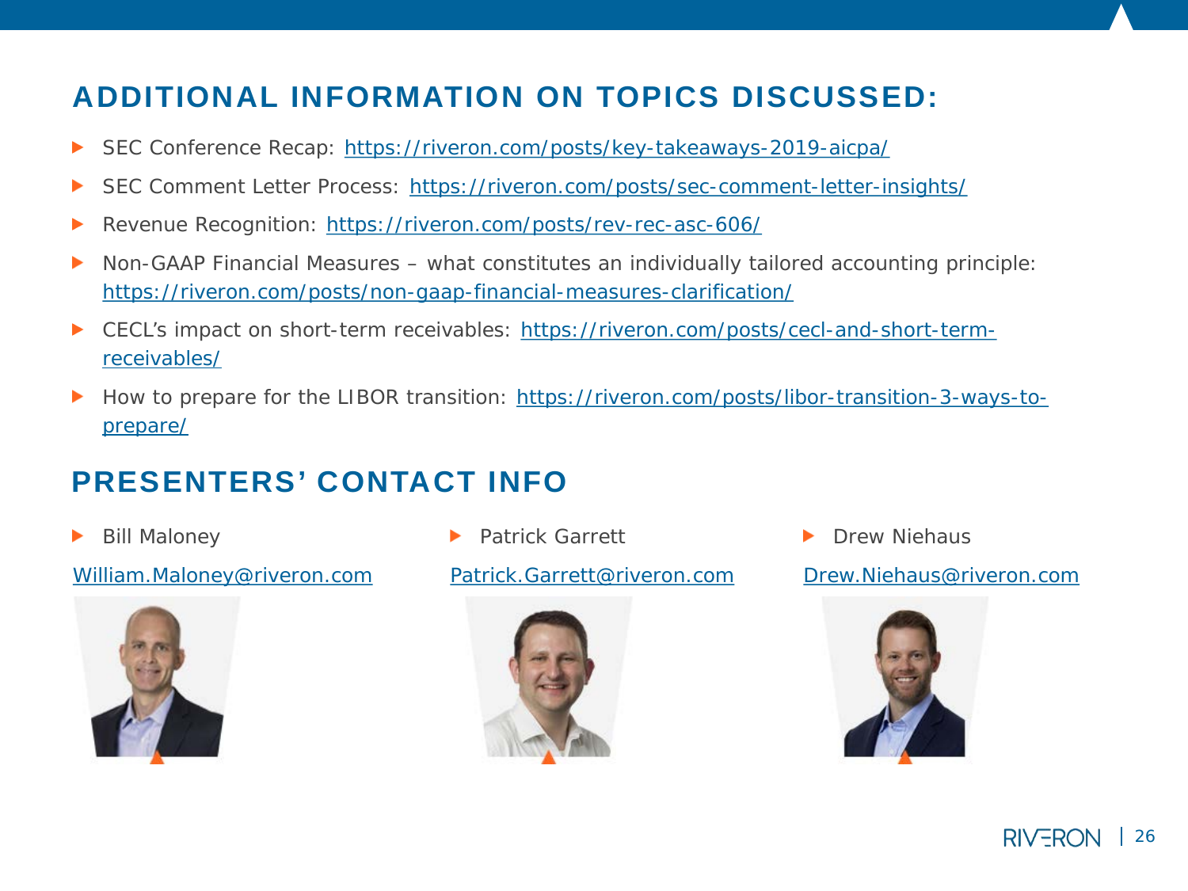## ADDITIONAL INFORMATION ON TOPICS DISCUSSED:

- SEC Conference Recap: https://riveron.com/posts/key-takeaways-2019-aicpa/
- SEC Comment Letter Process: https://riveron.com/posts/sec-comment-letter-insights/
- Revenue Recognition: https://riveron.com/posts/rev-rec-asc-606/
- Non-GAAP Financial Measures – what constitutes an individually tailored accounting principle: https://riveron.com/posts/non-gaap-financial-measures-clarification/
- CECL's impact on short-term receivables: https://riveron.com/posts/cecl-and-short-term-receivables/
- How to prepare for the LIBOR transition: https://riveron.com/posts/libor-transition-3-ways-to-prepare/

## PRESENTERS' CONTACT INFO

- Bill Maloney

William.Maloney@riveron.com

- Patrick Garrett

Patrick.Garrett@riveron.com

- Drew Niehaus

Drew.Niehaus@riveron.com